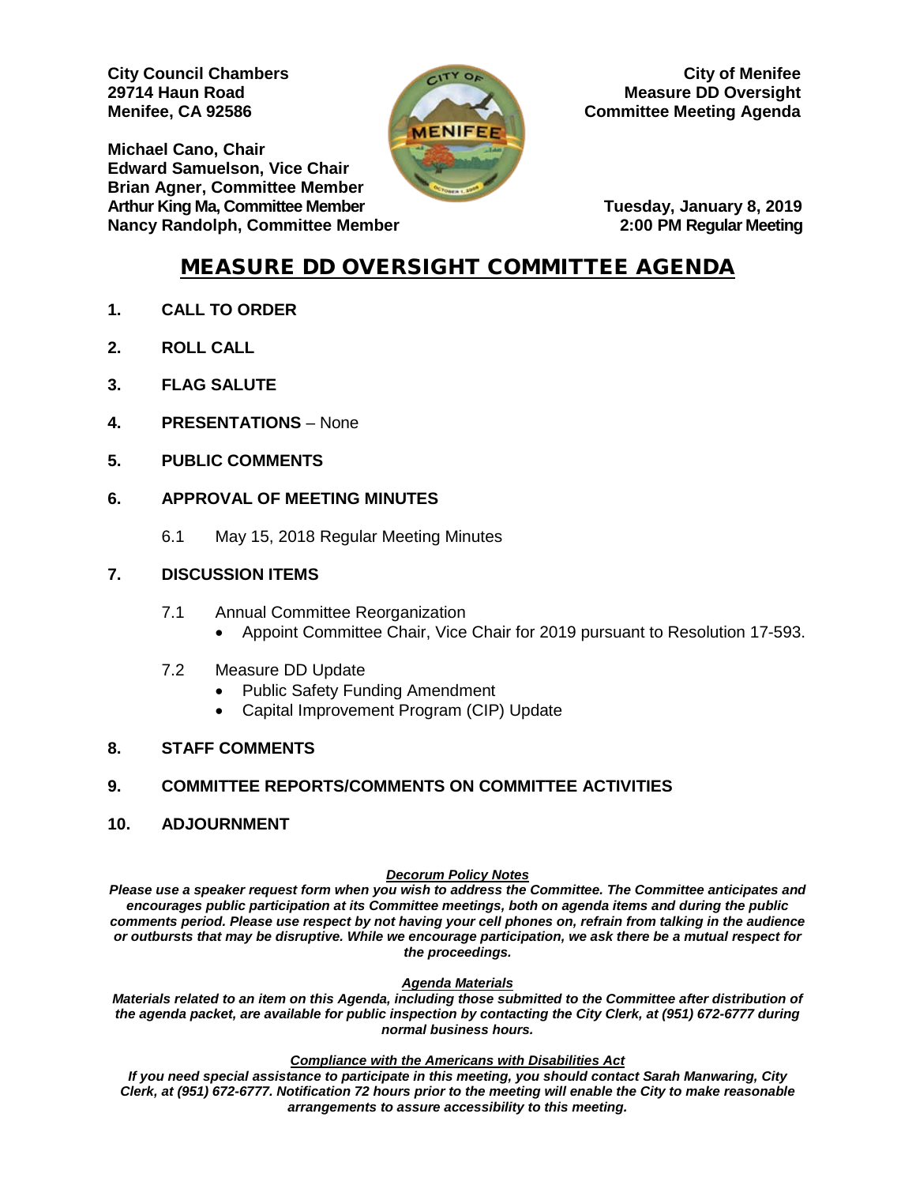**City Council Chambers**
**29714 Haun Road**
**Menifee, CA 92586**

**City of Menifee**
**Measure DD Oversight**
**Committee Meeting Agenda**

**Michael Cano, Chair**
**Edward Samuelson, Vice Chair**
**Brian Agner, Committee Member**
**Arthur King Ma, Committee Member**
**Nancy Randolph, Committee Member**

**Tuesday, January 8, 2019**
**2:00 PM Regular Meeting**

# MEASURE DD OVERSIGHT COMMITTEE AGENDA

**1. CALL TO ORDER**

**2. ROLL CALL**

**3. FLAG SALUTE**

**4. PRESENTATIONS** – None

**5. PUBLIC COMMENTS**

**6. APPROVAL OF MEETING MINUTES**

6.1 May 15, 2018 Regular Meeting Minutes

**7. DISCUSSION ITEMS**

7.1 Annual Committee Reorganization
- Appoint Committee Chair, Vice Chair for 2019 pursuant to Resolution 17-593.

7.2 Measure DD Update
- Public Safety Funding Amendment
- Capital Improvement Program (CIP) Update

**8. STAFF COMMENTS**

**9. COMMITTEE REPORTS/COMMENTS ON COMMITTEE ACTIVITIES**

**10. ADJOURNMENT**

***Decorum Policy Notes***
***Please use a speaker request form when you wish to address the Committee. The Committee anticipates and encourages public participation at its Committee meetings, both on agenda items and during the public comments period. Please use respect by not having your cell phones on, refrain from talking in the audience or outbursts that may be disruptive. While we encourage participation, we ask there be a mutual respect for the proceedings.***

***Agenda Materials***
***Materials related to an item on this Agenda, including those submitted to the Committee after distribution of the agenda packet, are available for public inspection by contacting the City Clerk, at (951) 672-6777 during normal business hours.***

***Compliance with the Americans with Disabilities Act***
***If you need special assistance to participate in this meeting, you should contact Sarah Manwaring, City Clerk, at (951) 672-6777. Notification 72 hours prior to the meeting will enable the City to make reasonable arrangements to assure accessibility to this meeting.***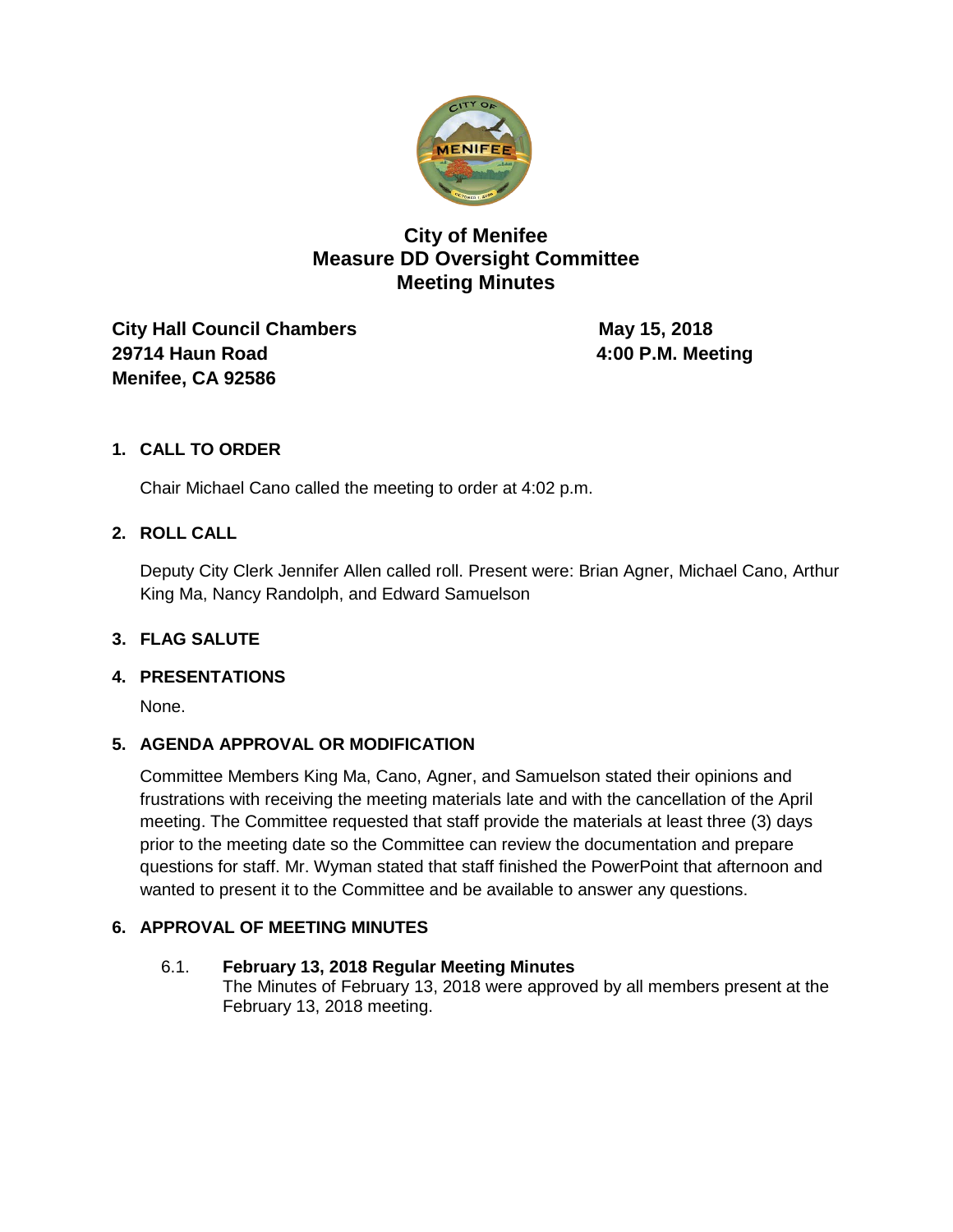# City of Menifee
## Measure DD Oversight Committee
## Meeting Minutes

**City Hall Council Chambers** **May 15, 2018**
**29714 Haun Road** **4:00 P.M. Meeting**
**Menifee, CA 92586**

### 1. CALL TO ORDER

Chair Michael Cano called the meeting to order at 4:02 p.m.

### 2. ROLL CALL

Deputy City Clerk Jennifer Allen called roll. Present were: Brian Agner, Michael Cano, Arthur King Ma, Nancy Randolph, and Edward Samuelson

### 3. FLAG SALUTE

### 4. PRESENTATIONS

None.

### 5. AGENDA APPROVAL OR MODIFICATION

Committee Members King Ma, Cano, Agner, and Samuelson stated their opinions and frustrations with receiving the meeting materials late and with the cancellation of the April meeting. The Committee requested that staff provide the materials at least three (3) days prior to the meeting date so the Committee can review the documentation and prepare questions for staff. Mr. Wyman stated that staff finished the PowerPoint that afternoon and wanted to present it to the Committee and be available to answer any questions.

### 6. APPROVAL OF MEETING MINUTES

6.1. **February 13, 2018 Regular Meeting Minutes**
The Minutes of February 13, 2018 were approved by all members present at the February 13, 2018 meeting.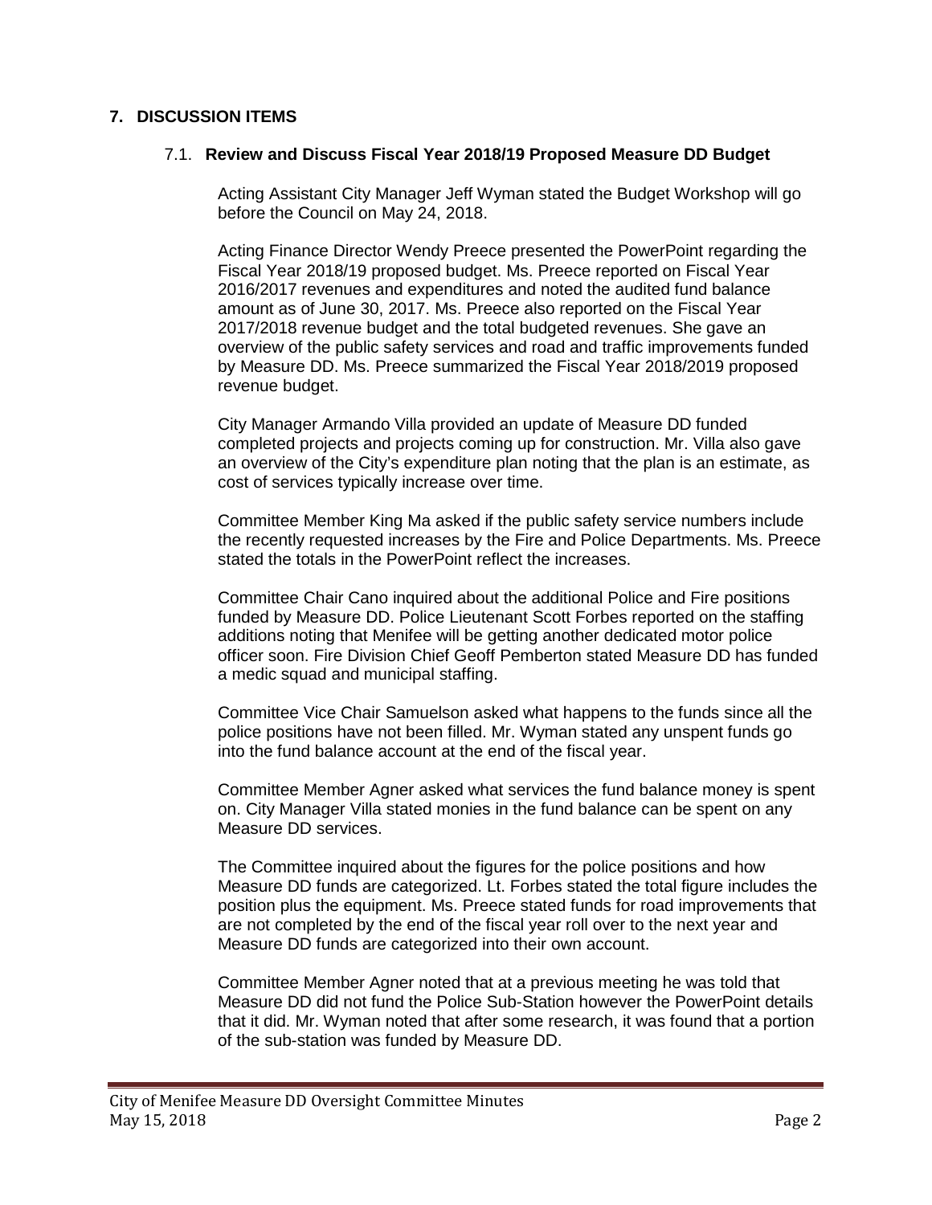## 7. DISCUSSION ITEMS

### 7.1. Review and Discuss Fiscal Year 2018/19 Proposed Measure DD Budget

Acting Assistant City Manager Jeff Wyman stated the Budget Workshop will go before the Council on May 24, 2018.

Acting Finance Director Wendy Preece presented the PowerPoint regarding the Fiscal Year 2018/19 proposed budget. Ms. Preece reported on Fiscal Year 2016/2017 revenues and expenditures and noted the audited fund balance amount as of June 30, 2017. Ms. Preece also reported on the Fiscal Year 2017/2018 revenue budget and the total budgeted revenues. She gave an overview of the public safety services and road and traffic improvements funded by Measure DD. Ms. Preece summarized the Fiscal Year 2018/2019 proposed revenue budget.

City Manager Armando Villa provided an update of Measure DD funded completed projects and projects coming up for construction. Mr. Villa also gave an overview of the City's expenditure plan noting that the plan is an estimate, as cost of services typically increase over time.

Committee Member King Ma asked if the public safety service numbers include the recently requested increases by the Fire and Police Departments. Ms. Preece stated the totals in the PowerPoint reflect the increases.

Committee Chair Cano inquired about the additional Police and Fire positions funded by Measure DD. Police Lieutenant Scott Forbes reported on the staffing additions noting that Menifee will be getting another dedicated motor police officer soon. Fire Division Chief Geoff Pemberton stated Measure DD has funded a medic squad and municipal staffing.

Committee Vice Chair Samuelson asked what happens to the funds since all the police positions have not been filled. Mr. Wyman stated any unspent funds go into the fund balance account at the end of the fiscal year.

Committee Member Agner asked what services the fund balance money is spent on. City Manager Villa stated monies in the fund balance can be spent on any Measure DD services.

The Committee inquired about the figures for the police positions and how Measure DD funds are categorized. Lt. Forbes stated the total figure includes the position plus the equipment. Ms. Preece stated funds for road improvements that are not completed by the end of the fiscal year roll over to the next year and Measure DD funds are categorized into their own account.

Committee Member Agner noted that at a previous meeting he was told that Measure DD did not fund the Police Sub-Station however the PowerPoint details that it did. Mr. Wyman noted that after some research, it was found that a portion of the sub-station was funded by Measure DD.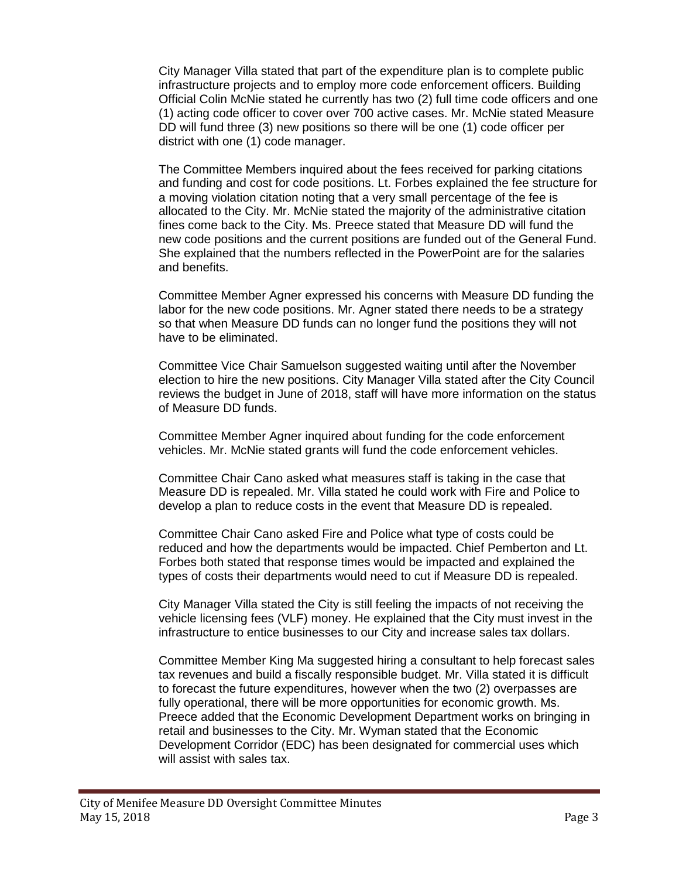City Manager Villa stated that part of the expenditure plan is to complete public infrastructure projects and to employ more code enforcement officers. Building Official Colin McNie stated he currently has two (2) full time code officers and one (1) acting code officer to cover over 700 active cases. Mr. McNie stated Measure DD will fund three (3) new positions so there will be one (1) code officer per district with one (1) code manager.

The Committee Members inquired about the fees received for parking citations and funding and cost for code positions. Lt. Forbes explained the fee structure for a moving violation citation noting that a very small percentage of the fee is allocated to the City. Mr. McNie stated the majority of the administrative citation fines come back to the City. Ms. Preece stated that Measure DD will fund the new code positions and the current positions are funded out of the General Fund. She explained that the numbers reflected in the PowerPoint are for the salaries and benefits.

Committee Member Agner expressed his concerns with Measure DD funding the labor for the new code positions. Mr. Agner stated there needs to be a strategy so that when Measure DD funds can no longer fund the positions they will not have to be eliminated.

Committee Vice Chair Samuelson suggested waiting until after the November election to hire the new positions. City Manager Villa stated after the City Council reviews the budget in June of 2018, staff will have more information on the status of Measure DD funds.

Committee Member Agner inquired about funding for the code enforcement vehicles. Mr. McNie stated grants will fund the code enforcement vehicles.

Committee Chair Cano asked what measures staff is taking in the case that Measure DD is repealed. Mr. Villa stated he could work with Fire and Police to develop a plan to reduce costs in the event that Measure DD is repealed.

Committee Chair Cano asked Fire and Police what type of costs could be reduced and how the departments would be impacted. Chief Pemberton and Lt. Forbes both stated that response times would be impacted and explained the types of costs their departments would need to cut if Measure DD is repealed.

City Manager Villa stated the City is still feeling the impacts of not receiving the vehicle licensing fees (VLF) money. He explained that the City must invest in the infrastructure to entice businesses to our City and increase sales tax dollars.

Committee Member King Ma suggested hiring a consultant to help forecast sales tax revenues and build a fiscally responsible budget. Mr. Villa stated it is difficult to forecast the future expenditures, however when the two (2) overpasses are fully operational, there will be more opportunities for economic growth. Ms. Preece added that the Economic Development Department works on bringing in retail and businesses to the City. Mr. Wyman stated that the Economic Development Corridor (EDC) has been designated for commercial uses which will assist with sales tax.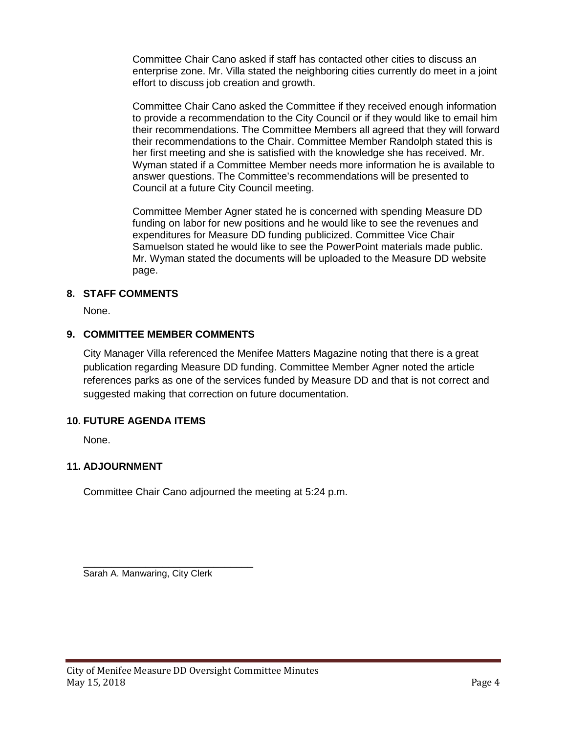Committee Chair Cano asked if staff has contacted other cities to discuss an enterprise zone. Mr. Villa stated the neighboring cities currently do meet in a joint effort to discuss job creation and growth.

Committee Chair Cano asked the Committee if they received enough information to provide a recommendation to the City Council or if they would like to email him their recommendations. The Committee Members all agreed that they will forward their recommendations to the Chair. Committee Member Randolph stated this is her first meeting and she is satisfied with the knowledge she has received. Mr. Wyman stated if a Committee Member needs more information he is available to answer questions. The Committee's recommendations will be presented to Council at a future City Council meeting.

Committee Member Agner stated he is concerned with spending Measure DD funding on labor for new positions and he would like to see the revenues and expenditures for Measure DD funding publicized. Committee Vice Chair Samuelson stated he would like to see the PowerPoint materials made public. Mr. Wyman stated the documents will be uploaded to the Measure DD website page.

### 8. STAFF COMMENTS

None.

### 9. COMMITTEE MEMBER COMMENTS

City Manager Villa referenced the Menifee Matters Magazine noting that there is a great publication regarding Measure DD funding. Committee Member Agner noted the article references parks as one of the services funded by Measure DD and that is not correct and suggested making that correction on future documentation.

### 10. FUTURE AGENDA ITEMS

None.

### 11. ADJOURNMENT

Committee Chair Cano adjourned the meeting at 5:24 p.m.

\_\_\_\_\_\_\_\_\_\_\_\_\_\_\_\_\_\_\_\_\_\_\_\_\_\_\_\_\_\_\_\_

Sarah A. Manwaring, City Clerk